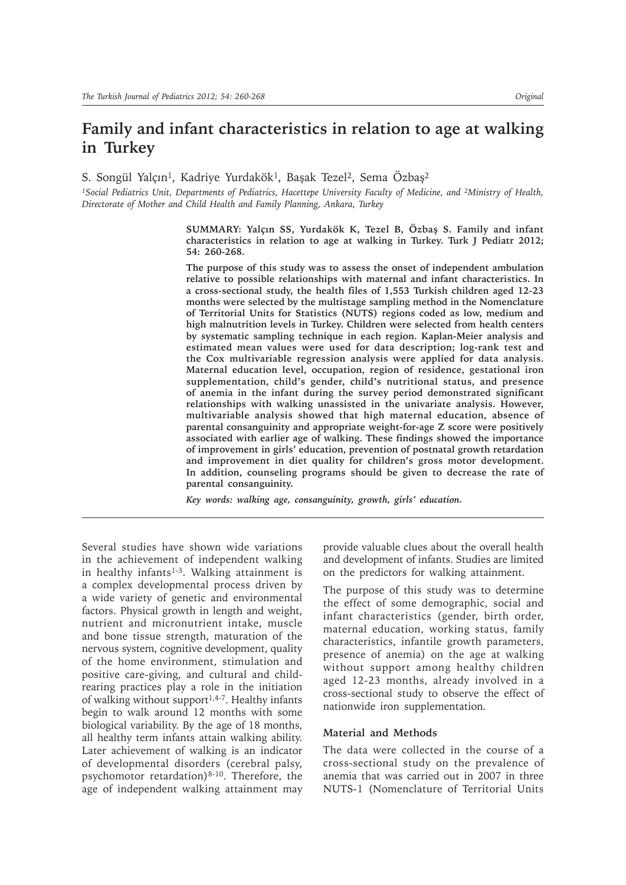# Family and infant characteristics in relation to age at walking in Turkey

S. Songül Yalçın[1], Kadriye Yurdakök[1], Başak Tezel[2], Sema Özbaş[2]

*[1]Social Pediatrics Unit, Departments of Pediatrics, Hacettepe University Faculty of Medicine, and [2]Ministry of Health, Directorate of Mother and Child Health and Family Planning, Ankara, Turkey*

**SUMMARY: Yalçın SS, Yurdakök K, Tezel B, Özbaş S. Family and infant characteristics in relation to age at walking in Turkey. Turk J Pediatr 2012; 54: 260-268.**

**The purpose of this study was to assess the onset of independent ambulation relative to possible relationships with maternal and infant characteristics. In a cross-sectional study, the health files of 1,553 Turkish children aged 12-23 months were selected by the multistage sampling method in the Nomenclature of Territorial Units for Statistics (NUTS) regions coded as low, medium and high malnutrition levels in Turkey. Children were selected from health centers by systematic sampling technique in each region. Kaplan-Meier analysis and estimated mean values were used for data description; log-rank test and the Cox multivariable regression analysis were applied for data analysis. Maternal education level, occupation, region of residence, gestational iron supplementation, child's gender, child's nutritional status, and presence of anemia in the infant during the survey period demonstrated significant relationships with walking unassisted in the univariate analysis. However, multivariable analysis showed that high maternal education, absence of parental consanguinity and appropriate weight-for-age Z score were positively associated with earlier age of walking. These findings showed the importance of improvement in girls' education, prevention of postnatal growth retardation and improvement in diet quality for children's gross motor development. In addition, counseling programs should be given to decrease the rate of parental consanguinity.**

*Key words: walking age, consanguinity, growth, girls' education.*

Several studies have shown wide variations in the achievement of independent walking in healthy infants[1-3]. Walking attainment is a complex developmental process driven by a wide variety of genetic and environmental factors. Physical growth in length and weight, nutrient and micronutrient intake, muscle and bone tissue strength, maturation of the nervous system, cognitive development, quality of the home environment, stimulation and positive care-giving, and cultural and child-rearing practices play a role in the initiation of walking without support[1,4-7]. Healthy infants begin to walk around 12 months with some biological variability. By the age of 18 months, all healthy term infants attain walking ability. Later achievement of walking is an indicator of developmental disorders (cerebral palsy, psychomotor retardation)[8-10]. Therefore, the age of independent walking attainment may provide valuable clues about the overall health and development of infants. Studies are limited on the predictors for walking attainment.

The purpose of this study was to determine the effect of some demographic, social and infant characteristics (gender, birth order, maternal education, working status, family characteristics, infantile growth parameters, presence of anemia) on the age at walking without support among healthy children aged 12-23 months, already involved in a cross-sectional study to observe the effect of nationwide iron supplementation.

## Material and Methods

The data were collected in the course of a cross-sectional study on the prevalence of anemia that was carried out in 2007 in three NUTS-1 (Nomenclature of Territorial Units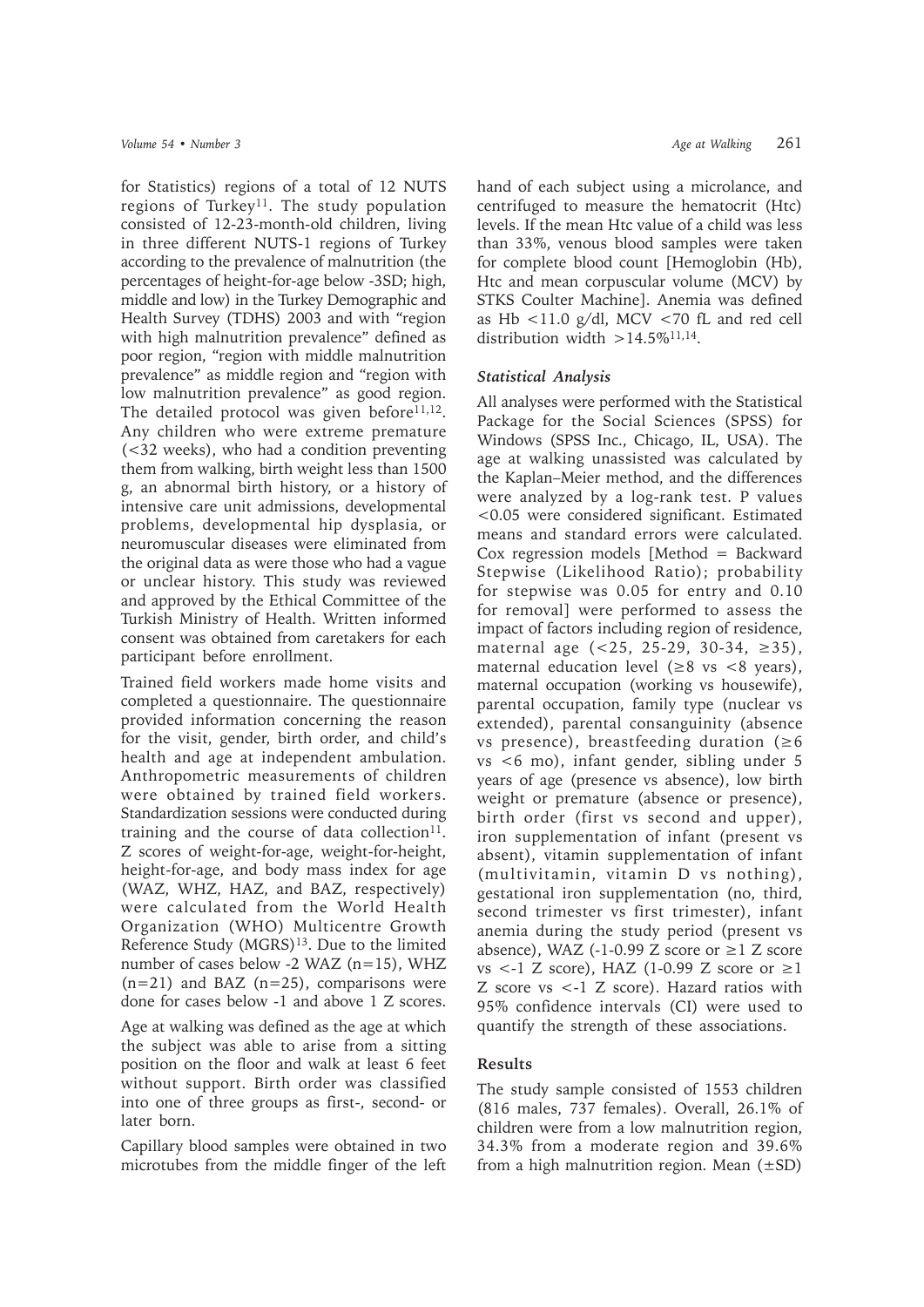for Statistics) regions of a total of 12 NUTS regions of Turkey[11]. The study population consisted of 12-23-month-old children, living in three different NUTS-1 regions of Turkey according to the prevalence of malnutrition (the percentages of height-for-age below -3SD; high, middle and low) in the Turkey Demographic and Health Survey (TDHS) 2003 and with "region with high malnutrition prevalence" defined as poor region, "region with middle malnutrition prevalence" as middle region and "region with low malnutrition prevalence" as good region. The detailed protocol was given before[11,12]. Any children who were extreme premature (<32 weeks), who had a condition preventing them from walking, birth weight less than 1500 g, an abnormal birth history, or a history of intensive care unit admissions, developmental problems, developmental hip dysplasia, or neuromuscular diseases were eliminated from the original data as were those who had a vague or unclear history. This study was reviewed and approved by the Ethical Committee of the Turkish Ministry of Health. Written informed consent was obtained from caretakers for each participant before enrollment.

Trained field workers made home visits and completed a questionnaire. The questionnaire provided information concerning the reason for the visit, gender, birth order, and child's health and age at independent ambulation. Anthropometric measurements of children were obtained by trained field workers. Standardization sessions were conducted during training and the course of data collection[11]. Z scores of weight-for-age, weight-for-height, height-for-age, and body mass index for age (WAZ, WHZ, HAZ, and BAZ, respectively) were calculated from the World Health Organization (WHO) Multicentre Growth Reference Study (MGRS)[13]. Due to the limited number of cases below -2 WAZ (n=15), WHZ (n=21) and BAZ (n=25), comparisons were done for cases below -1 and above 1 Z scores.

Age at walking was defined as the age at which the subject was able to arise from a sitting position on the floor and walk at least 6 feet without support. Birth order was classified into one of three groups as first-, second- or later born.

Capillary blood samples were obtained in two microtubes from the middle finger of the left hand of each subject using a microlance, and centrifuged to measure the hematocrit (Htc) levels. If the mean Htc value of a child was less than 33%, venous blood samples were taken for complete blood count [Hemoglobin (Hb), Htc and mean corpuscular volume (MCV) by STKS Coulter Machine]. Anemia was defined as Hb <11.0 g/dl, MCV <70 fL and red cell distribution width >14.5%[11,14].

### *Statistical Analysis*

All analyses were performed with the Statistical Package for the Social Sciences (SPSS) for Windows (SPSS Inc., Chicago, IL, USA). The age at walking unassisted was calculated by the Kaplan–Meier method, and the differences were analyzed by a log-rank test. P values <0.05 were considered significant. Estimated means and standard errors were calculated. Cox regression models [Method = Backward Stepwise (Likelihood Ratio); probability for stepwise was 0.05 for entry and 0.10 for removal] were performed to assess the impact of factors including region of residence, maternal age (<25, 25-29, 30-34, ≥35), maternal education level (≥8 vs <8 years), maternal occupation (working vs housewife), parental occupation, family type (nuclear vs extended), parental consanguinity (absence vs presence), breastfeeding duration (≥6 vs <6 mo), infant gender, sibling under 5 years of age (presence vs absence), low birth weight or premature (absence or presence), birth order (first vs second and upper), iron supplementation of infant (present vs absent), vitamin supplementation of infant (multivitamin, vitamin D vs nothing), gestational iron supplementation (no, third, second trimester vs first trimester), infant anemia during the study period (present vs absence), WAZ (-1-0.99 Z score or ≥1 Z score vs <-1 Z score), HAZ (1-0.99 Z score or ≥1 Z score vs <-1 Z score). Hazard ratios with 95% confidence intervals (CI) were used to quantify the strength of these associations.

## Results

The study sample consisted of 1553 children (816 males, 737 females). Overall, 26.1% of children were from a low malnutrition region, 34.3% from a moderate region and 39.6% from a high malnutrition region. Mean (±SD)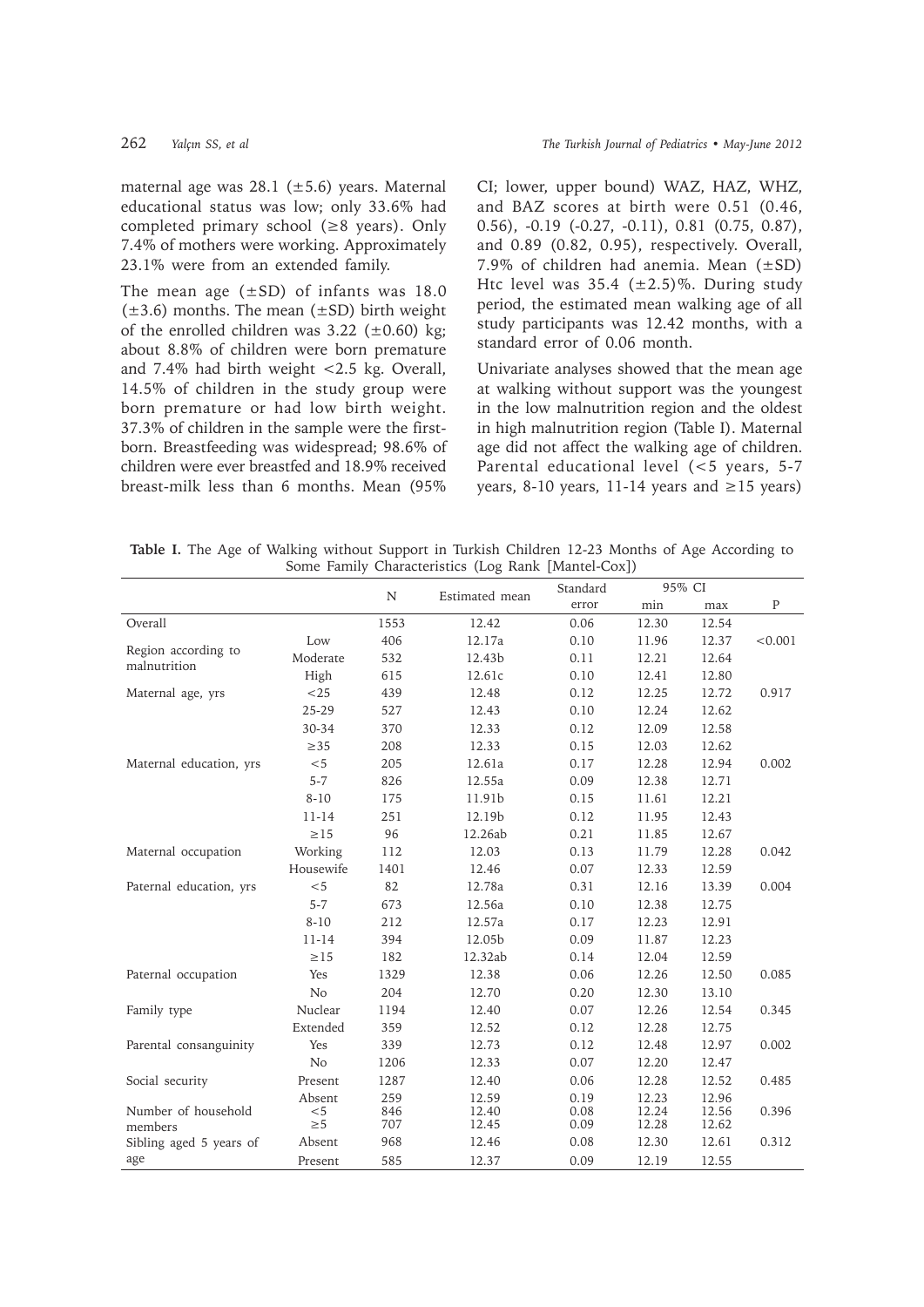maternal age was 28.1 (±5.6) years. Maternal educational status was low; only 33.6% had completed primary school (≥8 years). Only 7.4% of mothers were working. Approximately 23.1% were from an extended family.

The mean age (±SD) of infants was 18.0 (±3.6) months. The mean (±SD) birth weight of the enrolled children was 3.22 (±0.60) kg; about 8.8% of children were born premature and 7.4% had birth weight <2.5 kg. Overall, 14.5% of children in the study group were born premature or had low birth weight. 37.3% of children in the sample were the first-born. Breastfeeding was widespread; 98.6% of children were ever breastfed and 18.9% received breast-milk less than 6 months. Mean (95% CI; lower, upper bound) WAZ, HAZ, WHZ, and BAZ scores at birth were 0.51 (0.46, 0.56), -0.19 (-0.27, -0.11), 0.81 (0.75, 0.87), and 0.89 (0.82, 0.95), respectively. Overall, 7.9% of children had anemia. Mean (±SD) Htc level was 35.4 (±2.5)%. During study period, the estimated mean walking age of all study participants was 12.42 months, with a standard error of 0.06 month.

Univariate analyses showed that the mean age at walking without support was the youngest in the low malnutrition region and the oldest in high malnutrition region (Table I). Maternal age did not affect the walking age of children. Parental educational level (<5 years, 5-7 years, 8-10 years, 11-14 years and ≥15 years)

**Table I.** The Age of Walking without Support in Turkish Children 12-23 Months of Age According to Some Family Characteristics (Log Rank [Mantel-Cox])

| | | N | Estimated mean | Standard error | 95% CI | | P |
|---|---|---|---|---|---|---|---|
| | | | | | min | max | |
| Overall | | 1553 | 12.42 | 0.06 | 12.30 | 12.54 | |
| Region according to malnutrition | Low | 406 | 12.17a | 0.10 | 11.96 | 12.37 | <0.001 |
| | Moderate | 532 | 12.43b | 0.11 | 12.21 | 12.64 | |
| | High | 615 | 12.61c | 0.10 | 12.41 | 12.80 | |
| Maternal age, yrs | <25 | 439 | 12.48 | 0.12 | 12.25 | 12.72 | 0.917 |
| | 25-29 | 527 | 12.43 | 0.10 | 12.24 | 12.62 | |
| | 30-34 | 370 | 12.33 | 0.12 | 12.09 | 12.58 | |
| | ≥35 | 208 | 12.33 | 0.15 | 12.03 | 12.62 | |
| Maternal education, yrs | <5 | 205 | 12.61a | 0.17 | 12.28 | 12.94 | 0.002 |
| | 5-7 | 826 | 12.55a | 0.09 | 12.38 | 12.71 | |
| | 8-10 | 175 | 11.91b | 0.15 | 11.61 | 12.21 | |
| | 11-14 | 251 | 12.19b | 0.12 | 11.95 | 12.43 | |
| | ≥15 | 96 | 12.26ab | 0.21 | 11.85 | 12.67 | |
| Maternal occupation | Working | 112 | 12.03 | 0.13 | 11.79 | 12.28 | 0.042 |
| | Housewife | 1401 | 12.46 | 0.07 | 12.33 | 12.59 | |
| Paternal education, yrs | <5 | 82 | 12.78a | 0.31 | 12.16 | 13.39 | 0.004 |
| | 5-7 | 673 | 12.56a | 0.10 | 12.38 | 12.75 | |
| | 8-10 | 212 | 12.57a | 0.17 | 12.23 | 12.91 | |
| | 11-14 | 394 | 12.05b | 0.09 | 11.87 | 12.23 | |
| | ≥15 | 182 | 12.32ab | 0.14 | 12.04 | 12.59 | |
| Paternal occupation | Yes | 1329 | 12.38 | 0.06 | 12.26 | 12.50 | 0.085 |
| | No | 204 | 12.70 | 0.20 | 12.30 | 13.10 | |
| Family type | Nuclear | 1194 | 12.40 | 0.07 | 12.26 | 12.54 | 0.345 |
| | Extended | 359 | 12.52 | 0.12 | 12.28 | 12.75 | |
| Parental consanguinity | Yes | 339 | 12.73 | 0.12 | 12.48 | 12.97 | 0.002 |
| | No | 1206 | 12.33 | 0.07 | 12.20 | 12.47 | |
| Social security | Present | 1287 | 12.40 | 0.06 | 12.28 | 12.52 | 0.485 |
| | Absent | 259 | 12.59 | 0.19 | 12.23 | 12.96 | |
| Number of household members | <5 | 846 | 12.40 | 0.08 | 12.24 | 12.56 | 0.396 |
| | ≥5 | 707 | 12.45 | 0.09 | 12.28 | 12.62 | |
| Sibling aged 5 years of age | Absent | 968 | 12.46 | 0.08 | 12.30 | 12.61 | 0.312 |
| | Present | 585 | 12.37 | 0.09 | 12.19 | 12.55 | |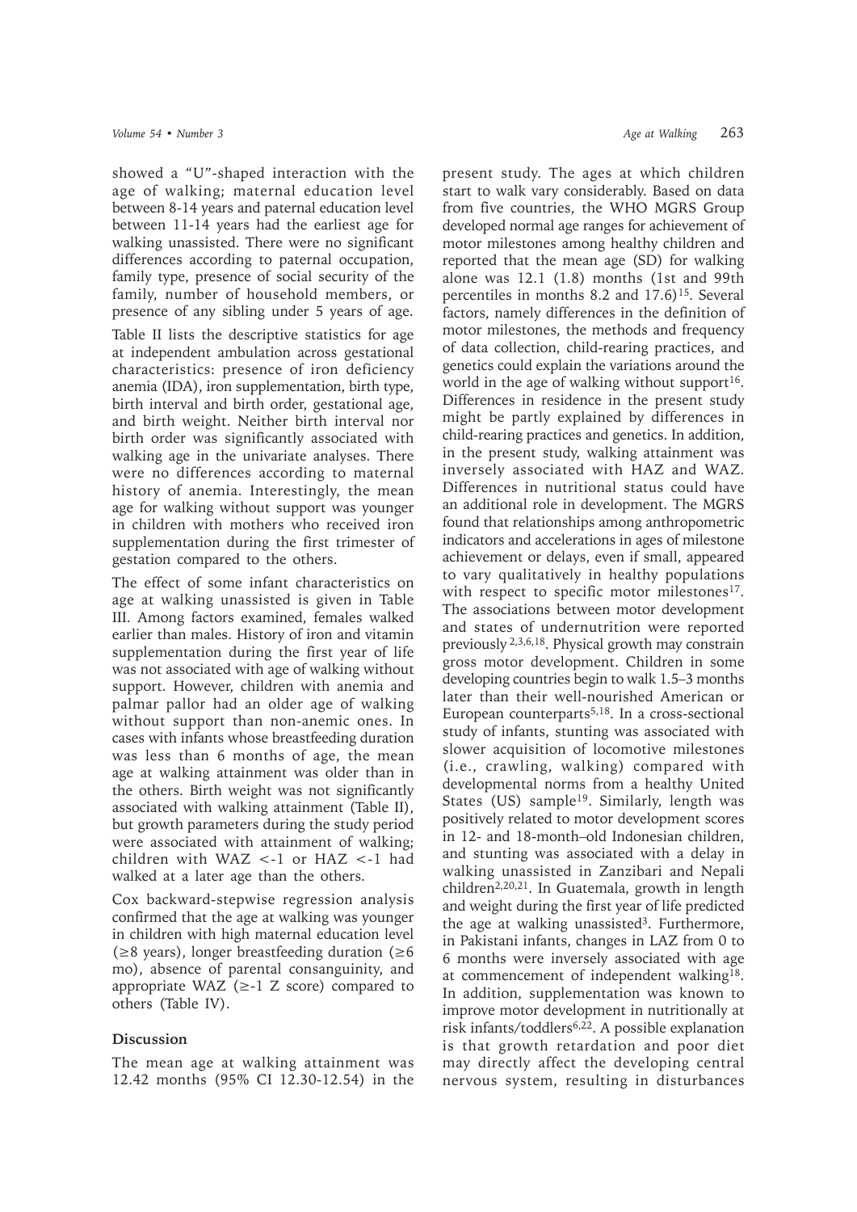showed a "U"-shaped interaction with the age of walking; maternal education level between 8-14 years and paternal education level between 11-14 years had the earliest age for walking unassisted. There were no significant differences according to paternal occupation, family type, presence of social security of the family, number of household members, or presence of any sibling under 5 years of age.

Table II lists the descriptive statistics for age at independent ambulation across gestational characteristics: presence of iron deficiency anemia (IDA), iron supplementation, birth type, birth interval and birth order, gestational age, and birth weight. Neither birth interval nor birth order was significantly associated with walking age in the univariate analyses. There were no differences according to maternal history of anemia. Interestingly, the mean age for walking without support was younger in children with mothers who received iron supplementation during the first trimester of gestation compared to the others.

The effect of some infant characteristics on age at walking unassisted is given in Table III. Among factors examined, females walked earlier than males. History of iron and vitamin supplementation during the first year of life was not associated with age of walking without support. However, children with anemia and palmar pallor had an older age of walking without support than non-anemic ones. In cases with infants whose breastfeeding duration was less than 6 months of age, the mean age at walking attainment was older than in the others. Birth weight was not significantly associated with walking attainment (Table II), but growth parameters during the study period were associated with attainment of walking; children with WAZ <-1 or HAZ <-1 had walked at a later age than the others.

Cox backward-stepwise regression analysis confirmed that the age at walking was younger in children with high maternal education level (≥8 years), longer breastfeeding duration (≥6 mo), absence of parental consanguinity, and appropriate WAZ (≥-1 Z score) compared to others (Table IV).

## Discussion

The mean age at walking attainment was 12.42 months (95% CI 12.30-12.54) in the present study. The ages at which children start to walk vary considerably. Based on data from five countries, the WHO MGRS Group developed normal age ranges for achievement of motor milestones among healthy children and reported that the mean age (SD) for walking alone was 12.1 (1.8) months (1st and 99th percentiles in months 8.2 and 17.6)[15]. Several factors, namely differences in the definition of motor milestones, the methods and frequency of data collection, child-rearing practices, and genetics could explain the variations around the world in the age of walking without support[16]. Differences in residence in the present study might be partly explained by differences in child-rearing practices and genetics. In addition, in the present study, walking attainment was inversely associated with HAZ and WAZ. Differences in nutritional status could have an additional role in development. The MGRS found that relationships among anthropometric indicators and accelerations in ages of milestone achievement or delays, even if small, appeared to vary qualitatively in healthy populations with respect to specific motor milestones[17]. The associations between motor development and states of undernutrition were reported previously[2,3,6,18]. Physical growth may constrain gross motor development. Children in some developing countries begin to walk 1.5–3 months later than their well-nourished American or European counterparts[5,18]. In a cross-sectional study of infants, stunting was associated with slower acquisition of locomotive milestones (i.e., crawling, walking) compared with developmental norms from a healthy United States (US) sample[19]. Similarly, length was positively related to motor development scores in 12- and 18-month–old Indonesian children, and stunting was associated with a delay in walking unassisted in Zanzibari and Nepali children[2,20,21]. In Guatemala, growth in length and weight during the first year of life predicted the age at walking unassisted[3]. Furthermore, in Pakistani infants, changes in LAZ from 0 to 6 months were inversely associated with age at commencement of independent walking[18]. In addition, supplementation was known to improve motor development in nutritionally at risk infants/toddlers[6,22]. A possible explanation is that growth retardation and poor diet may directly affect the developing central nervous system, resulting in disturbances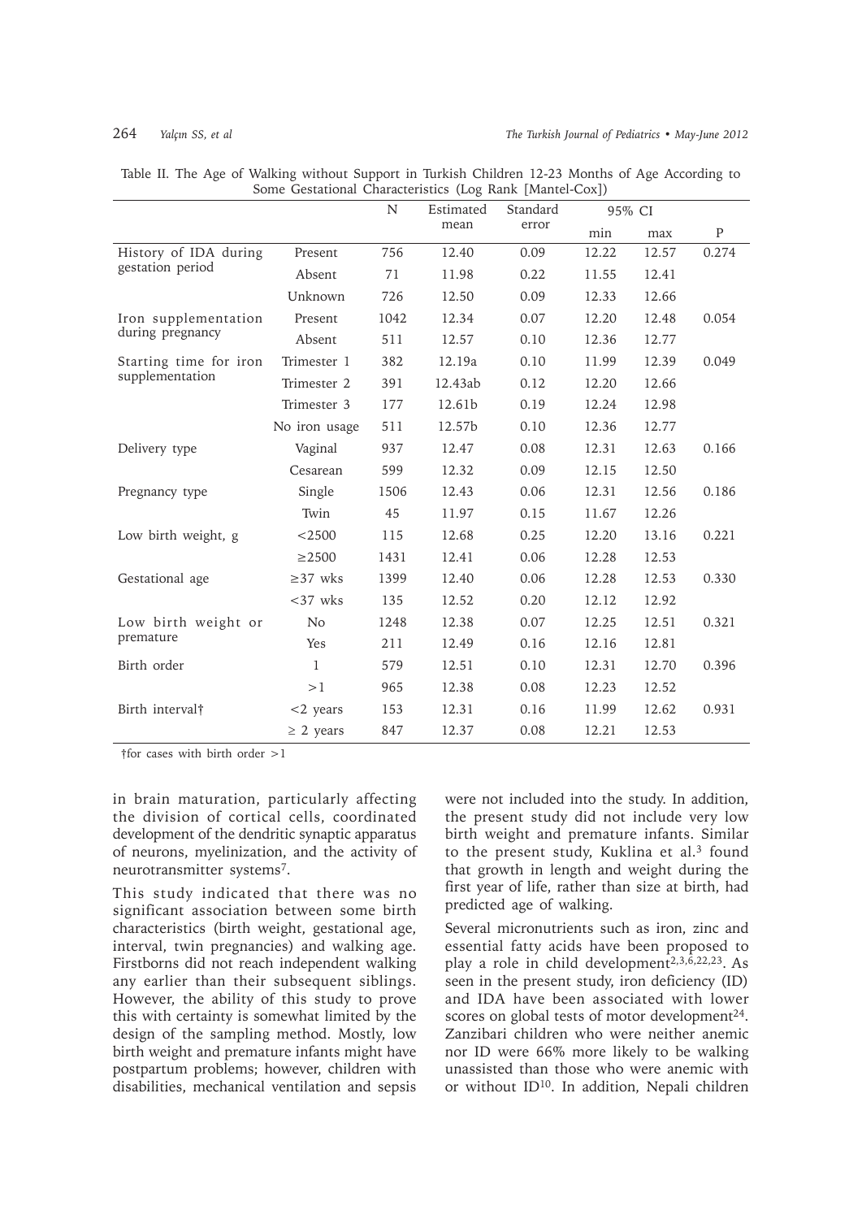Table II. The Age of Walking without Support in Turkish Children 12-23 Months of Age According to Some Gestational Characteristics (Log Rank [Mantel-Cox])

| | | N | Estimated mean | Standard error | 95% CI | | P |
|---|---|---|---|---|---|---|---|
| | | | | | min | max | |
| History of IDA during gestation period | Present | 756 | 12.40 | 0.09 | 12.22 | 12.57 | 0.274 |
| | Absent | 71 | 11.98 | 0.22 | 11.55 | 12.41 | |
| | Unknown | 726 | 12.50 | 0.09 | 12.33 | 12.66 | |
| Iron supplementation during pregnancy | Present | 1042 | 12.34 | 0.07 | 12.20 | 12.48 | 0.054 |
| | Absent | 511 | 12.57 | 0.10 | 12.36 | 12.77 | |
| Starting time for iron supplementation | Trimester 1 | 382 | 12.19a | 0.10 | 11.99 | 12.39 | 0.049 |
| | Trimester 2 | 391 | 12.43ab | 0.12 | 12.20 | 12.66 | |
| | Trimester 3 | 177 | 12.61b | 0.19 | 12.24 | 12.98 | |
| | No iron usage | 511 | 12.57b | 0.10 | 12.36 | 12.77 | |
| Delivery type | Vaginal | 937 | 12.47 | 0.08 | 12.31 | 12.63 | 0.166 |
| | Cesarean | 599 | 12.32 | 0.09 | 12.15 | 12.50 | |
| Pregnancy type | Single | 1506 | 12.43 | 0.06 | 12.31 | 12.56 | 0.186 |
| | Twin | 45 | 11.97 | 0.15 | 11.67 | 12.26 | |
| Low birth weight, g | <2500 | 115 | 12.68 | 0.25 | 12.20 | 13.16 | 0.221 |
| | ≥2500 | 1431 | 12.41 | 0.06 | 12.28 | 12.53 | |
| Gestational age | ≥37 wks | 1399 | 12.40 | 0.06 | 12.28 | 12.53 | 0.330 |
| | <37 wks | 135 | 12.52 | 0.20 | 12.12 | 12.92 | |
| Low birth weight or premature | No | 1248 | 12.38 | 0.07 | 12.25 | 12.51 | 0.321 |
| | Yes | 211 | 12.49 | 0.16 | 12.16 | 12.81 | |
| Birth order | 1 | 579 | 12.51 | 0.10 | 12.31 | 12.70 | 0.396 |
| | >1 | 965 | 12.38 | 0.08 | 12.23 | 12.52 | |
| Birth interval† | <2 years | 153 | 12.31 | 0.16 | 11.99 | 12.62 | 0.931 |
| | ≥ 2 years | 847 | 12.37 | 0.08 | 12.21 | 12.53 | |

†for cases with birth order >1

in brain maturation, particularly affecting the division of cortical cells, coordinated development of the dendritic synaptic apparatus of neurons, myelinization, and the activity of neurotransmitter systems[7].

This study indicated that there was no significant association between some birth characteristics (birth weight, gestational age, interval, twin pregnancies) and walking age. Firstborns did not reach independent walking any earlier than their subsequent siblings. However, the ability of this study to prove this with certainty is somewhat limited by the design of the sampling method. Mostly, low birth weight and premature infants might have postpartum problems; however, children with disabilities, mechanical ventilation and sepsis were not included into the study. In addition, the present study did not include very low birth weight and premature infants. Similar to the present study, Kuklina et al.[3] found that growth in length and weight during the first year of life, rather than size at birth, had predicted age of walking.

Several micronutrients such as iron, zinc and essential fatty acids have been proposed to play a role in child development[2,3,6,22,23]. As seen in the present study, iron deficiency (ID) and IDA have been associated with lower scores on global tests of motor development[24]. Zanzibari children who were neither anemic nor ID were 66% more likely to be walking unassisted than those who were anemic with or without ID[10]. In addition, Nepali children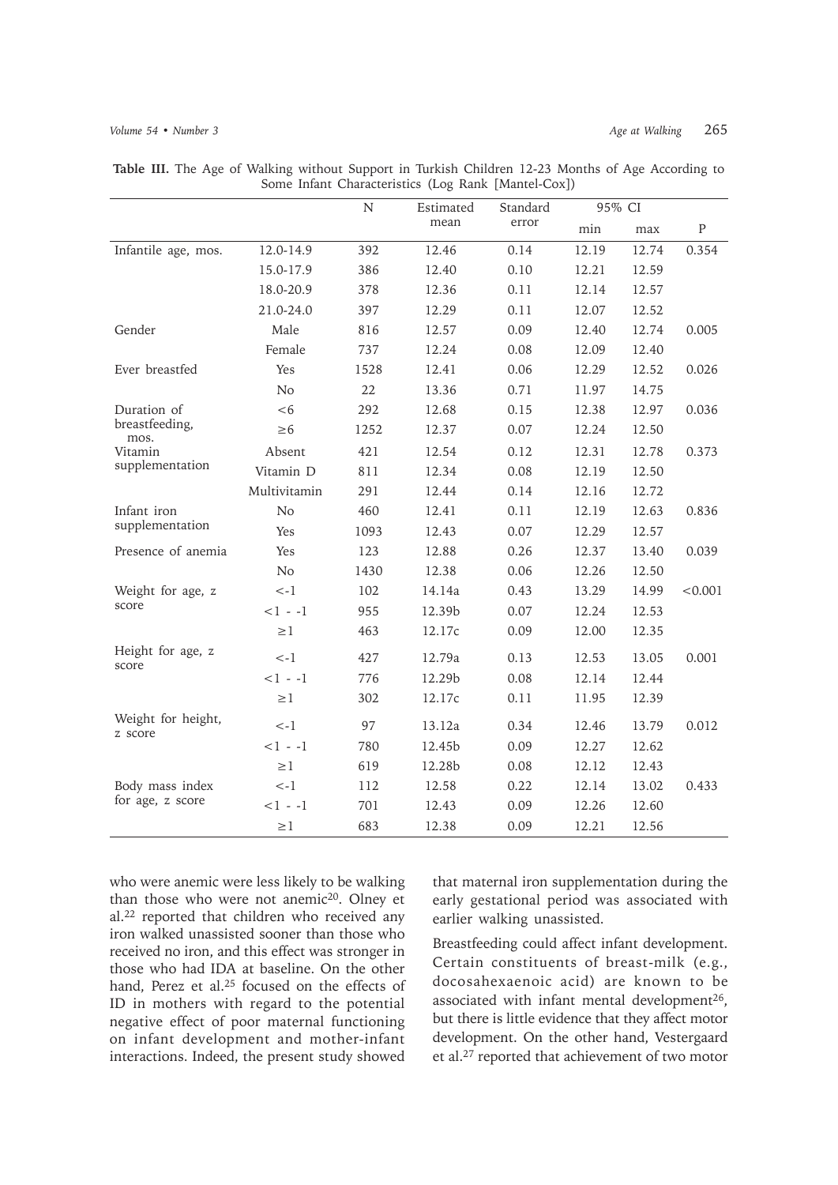**Table III.** The Age of Walking without Support in Turkish Children 12-23 Months of Age According to Some Infant Characteristics (Log Rank [Mantel-Cox])

| | | N | Estimated mean | Standard error | 95% CI | | P |
|---|---|---|---|---|---|---|---|
| | | | | | min | max | |
| Infantile age, mos. | 12.0-14.9 | 392 | 12.46 | 0.14 | 12.19 | 12.74 | 0.354 |
| | 15.0-17.9 | 386 | 12.40 | 0.10 | 12.21 | 12.59 | |
| | 18.0-20.9 | 378 | 12.36 | 0.11 | 12.14 | 12.57 | |
| | 21.0-24.0 | 397 | 12.29 | 0.11 | 12.07 | 12.52 | |
| Gender | Male | 816 | 12.57 | 0.09 | 12.40 | 12.74 | 0.005 |
| | Female | 737 | 12.24 | 0.08 | 12.09 | 12.40 | |
| Ever breastfed | Yes | 1528 | 12.41 | 0.06 | 12.29 | 12.52 | 0.026 |
| | No | 22 | 13.36 | 0.71 | 11.97 | 14.75 | |
| Duration of breastfeeding, mos. | <6 | 292 | 12.68 | 0.15 | 12.38 | 12.97 | 0.036 |
| | ≥6 | 1252 | 12.37 | 0.07 | 12.24 | 12.50 | |
| Vitamin supplementation | Absent | 421 | 12.54 | 0.12 | 12.31 | 12.78 | 0.373 |
| | Vitamin D | 811 | 12.34 | 0.08 | 12.19 | 12.50 | |
| | Multivitamin | 291 | 12.44 | 0.14 | 12.16 | 12.72 | |
| Infant iron supplementation | No | 460 | 12.41 | 0.11 | 12.19 | 12.63 | 0.836 |
| | Yes | 1093 | 12.43 | 0.07 | 12.29 | 12.57 | |
| Presence of anemia | Yes | 123 | 12.88 | 0.26 | 12.37 | 13.40 | 0.039 |
| | No | 1430 | 12.38 | 0.06 | 12.26 | 12.50 | |
| Weight for age, z score | <-1 | 102 | 14.14a | 0.43 | 13.29 | 14.99 | <0.001 |
| | <1 - -1 | 955 | 12.39b | 0.07 | 12.24 | 12.53 | |
| | ≥1 | 463 | 12.17c | 0.09 | 12.00 | 12.35 | |
| Height for age, z score | <-1 | 427 | 12.79a | 0.13 | 12.53 | 13.05 | 0.001 |
| | <1 - -1 | 776 | 12.29b | 0.08 | 12.14 | 12.44 | |
| | ≥1 | 302 | 12.17c | 0.11 | 11.95 | 12.39 | |
| Weight for height, z score | <-1 | 97 | 13.12a | 0.34 | 12.46 | 13.79 | 0.012 |
| | <1 - -1 | 780 | 12.45b | 0.09 | 12.27 | 12.62 | |
| | ≥1 | 619 | 12.28b | 0.08 | 12.12 | 12.43 | |
| Body mass index for age, z score | <-1 | 112 | 12.58 | 0.22 | 12.14 | 13.02 | 0.433 |
| | <1 - -1 | 701 | 12.43 | 0.09 | 12.26 | 12.60 | |
| | ≥1 | 683 | 12.38 | 0.09 | 12.21 | 12.56 | |

who were anemic were less likely to be walking than those who were not anemic[20]. Olney et al.[22] reported that children who received any iron walked unassisted sooner than those who received no iron, and this effect was stronger in those who had IDA at baseline. On the other hand, Perez et al.[25] focused on the effects of ID in mothers with regard to the potential negative effect of poor maternal functioning on infant development and mother-infant interactions. Indeed, the present study showed that maternal iron supplementation during the early gestational period was associated with earlier walking unassisted.

Breastfeeding could affect infant development. Certain constituents of breast-milk (e.g., docosahexaenoic acid) are known to be associated with infant mental development[26], but there is little evidence that they affect motor development. On the other hand, Vestergaard et al.[27] reported that achievement of two motor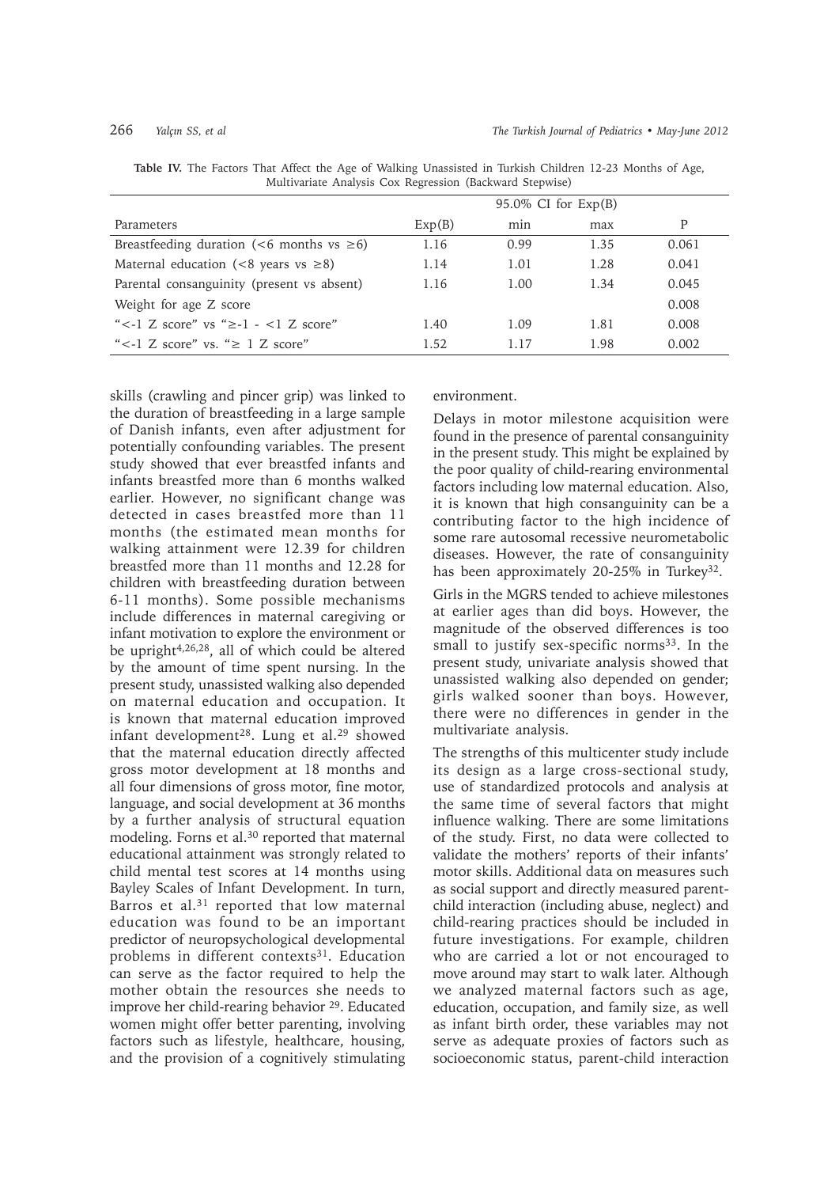**Table IV.** The Factors That Affect the Age of Walking Unassisted in Turkish Children 12-23 Months of Age, Multivariate Analysis Cox Regression (Backward Stepwise)

| Parameters | Exp(B) | 95.0% CI for Exp(B) min | 95.0% CI for Exp(B) max | P |
|---|---|---|---|---|
| Breastfeeding duration (<6 months vs ≥6) | 1.16 | 0.99 | 1.35 | 0.061 |
| Maternal education (<8 years vs ≥8) | 1.14 | 1.01 | 1.28 | 0.041 |
| Parental consanguinity (present vs absent) | 1.16 | 1.00 | 1.34 | 0.045 |
| Weight for age Z score | | | | 0.008 |
| "<-1 Z score" vs "≥-1 - <1 Z score" | 1.40 | 1.09 | 1.81 | 0.008 |
| "<-1 Z score" vs. "≥ 1 Z score" | 1.52 | 1.17 | 1.98 | 0.002 |

skills (crawling and pincer grip) was linked to the duration of breastfeeding in a large sample of Danish infants, even after adjustment for potentially confounding variables. The present study showed that ever breastfed infants and infants breastfed more than 6 months walked earlier. However, no significant change was detected in cases breastfed more than 11 months (the estimated mean months for walking attainment were 12.39 for children breastfed more than 11 months and 12.28 for children with breastfeeding duration between 6-11 months). Some possible mechanisms include differences in maternal caregiving or infant motivation to explore the environment or be upright[4,26,28], all of which could be altered by the amount of time spent nursing. In the present study, unassisted walking also depended on maternal education and occupation. It is known that maternal education improved infant development[28]. Lung et al.[29] showed that the maternal education directly affected gross motor development at 18 months and all four dimensions of gross motor, fine motor, language, and social development at 36 months by a further analysis of structural equation modeling. Forns et al.[30] reported that maternal educational attainment was strongly related to child mental test scores at 14 months using Bayley Scales of Infant Development. In turn, Barros et al.[31] reported that low maternal education was found to be an important predictor of neuropsychological developmental problems in different contexts[31]. Education can serve as the factor required to help the mother obtain the resources she needs to improve her child-rearing behavior [29]. Educated women might offer better parenting, involving factors such as lifestyle, healthcare, housing, and the provision of a cognitively stimulating environment.

Delays in motor milestone acquisition were found in the presence of parental consanguinity in the present study. This might be explained by the poor quality of child-rearing environmental factors including low maternal education. Also, it is known that high consanguinity can be a contributing factor to the high incidence of some rare autosomal recessive neurometabolic diseases. However, the rate of consanguinity has been approximately 20-25% in Turkey[32].

Girls in the MGRS tended to achieve milestones at earlier ages than did boys. However, the magnitude of the observed differences is too small to justify sex-specific norms[33]. In the present study, univariate analysis showed that unassisted walking also depended on gender; girls walked sooner than boys. However, there were no differences in gender in the multivariate analysis.

The strengths of this multicenter study include its design as a large cross-sectional study, use of standardized protocols and analysis at the same time of several factors that might influence walking. There are some limitations of the study. First, no data were collected to validate the mothers' reports of their infants' motor skills. Additional data on measures such as social support and directly measured parent-child interaction (including abuse, neglect) and child-rearing practices should be included in future investigations. For example, children who are carried a lot or not encouraged to move around may start to walk later. Although we analyzed maternal factors such as age, education, occupation, and family size, as well as infant birth order, these variables may not serve as adequate proxies of factors such as socioeconomic status, parent-child interaction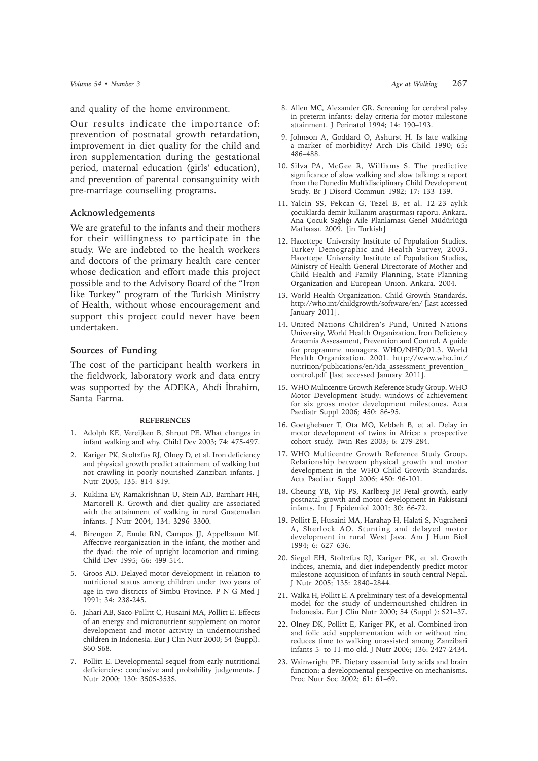and quality of the home environment.

Our results indicate the importance of: prevention of postnatal growth retardation, improvement in diet quality for the child and iron supplementation during the gestational period, maternal education (girls' education), and prevention of parental consanguinity with pre-marriage counselling programs.

### Acknowledgements

We are grateful to the infants and their mothers for their willingness to participate in the study. We are indebted to the health workers and doctors of the primary health care center whose dedication and effort made this project possible and to the Advisory Board of the "Iron like Turkey" program of the Turkish Ministry of Health, without whose encouragement and support this project could never have been undertaken.

### Sources of Funding

The cost of the participant health workers in the fieldwork, laboratory work and data entry was supported by the ADEKA, Abdi İbrahim, Santa Farma.

#### REFERENCES

1. Adolph KE, Vereijken B, Shrout PE. What changes in infant walking and why. Child Dev 2003; 74: 475-497.
2. Kariger PK, Stoltzfus RJ, Olney D, et al. Iron deficiency and physical growth predict attainment of walking but not crawling in poorly nourished Zanzibari infants. J Nutr 2005; 135: 814–819.
3. Kuklina EV, Ramakrishnan U, Stein AD, Barnhart HH, Martorell R. Growth and diet quality are associated with the attainment of walking in rural Guatemalan infants. J Nutr 2004; 134: 3296–3300.
4. Birengen Z, Emde RN, Campos JJ, Appelbaum MI. Affective reorganization in the infant, the mother and the dyad: the role of upright locomotion and timing. Child Dev 1995; 66: 499-514.
5. Groos AD. Delayed motor development in relation to nutritional status among children under two years of age in two districts of Simbu Province. P N G Med J 1991; 34: 238-245.
6. Jahari AB, Saco-Pollitt C, Husaini MA, Pollitt E. Effects of an energy and micronutrient supplement on motor development and motor activity in undernourished children in Indonesia. Eur J Clin Nutr 2000; 54 (Suppl): S60-S68.
7. Pollitt E. Developmental sequel from early nutritional deficiencies: conclusive and probability judgements. J Nutr 2000; 130: 350S-353S.
8. Allen MC, Alexander GR. Screening for cerebral palsy in preterm infants: delay criteria for motor milestone attainment. J Perinatol 1994; 14: 190–193.
9. Johnson A, Goddard O, Ashurst H. Is late walking a marker of morbidity? Arch Dis Child 1990; 65: 486–488.
10. Silva PA, McGee R, Williams S. The predictive significance of slow walking and slow talking: a report from the Dunedin Multidisciplinary Child Development Study. Br J Disord Commun 1982; 17: 133–139.
11. Yalcin SS, Pekcan G, Tezel B, et al. 12-23 aylık çocuklarda demir kullanım araştırması raporu. Ankara. Ana Çocuk Sağlığı Aile Planlaması Genel Müdürlüğü Matbaası. 2009. [in Turkish]
12. Hacettepe University Institute of Population Studies. Turkey Demographic and Health Survey, 2003. Hacettepe University Institute of Population Studies, Ministry of Health General Directorate of Mother and Child Health and Family Planning, State Planning Organization and European Union. Ankara. 2004.
13. World Health Organization. Child Growth Standards. http://who.int/childgrowth/software/en/ [last accessed January 2011].
14. United Nations Children's Fund, United Nations University, World Health Organization. Iron Deficiency Anaemia Assessment, Prevention and Control. A guide for programme managers. WHO/NHD/01.3. World Health Organization. 2001. http://www.who.int/nutrition/publications/en/ida_assessment_prevention_control.pdf [last accessed January 2011].
15. WHO Multicentre Growth Reference Study Group. WHO Motor Development Study: windows of achievement for six gross motor development milestones. Acta Paediatr Suppl 2006; 450: 86-95.
16. Goetghebuer T, Ota MO, Kebbeh B, et al. Delay in motor development of twins in Africa: a prospective cohort study. Twin Res 2003; 6: 279-284.
17. WHO Multicentre Growth Reference Study Group. Relationship between physical growth and motor development in the WHO Child Growth Standards. Acta Paediatr Suppl 2006; 450: 96-101.
18. Cheung YB, Yip PS, Karlberg JP. Fetal growth, early postnatal growth and motor development in Pakistani infants. Int J Epidemiol 2001; 30: 66-72.
19. Pollitt E, Husaini MA, Harahap H, Halati S, Nugraheni A, Sherlock AO. Stunting and delayed motor development in rural West Java. Am J Hum Biol 1994; 6: 627–636.
20. Siegel EH, Stoltzfus RJ, Kariger PK, et al. Growth indices, anemia, and diet independently predict motor milestone acquisition of infants in south central Nepal. J Nutr 2005; 135: 2840–2844.
21. Walka H, Pollitt E. A preliminary test of a developmental model for the study of undernourished children in Indonesia. Eur J Clin Nutr 2000; 54 (Suppl ): S21–37.
22. Olney DK, Pollitt E, Kariger PK, et al. Combined iron and folic acid supplementation with or without zinc reduces time to walking unassisted among Zanzibari infants 5- to 11-mo old. J Nutr 2006; 136: 2427-2434.
23. Wainwright PE. Dietary essential fatty acids and brain function: a developmental perspective on mechanisms. Proc Nutr Soc 2002; 61: 61–69.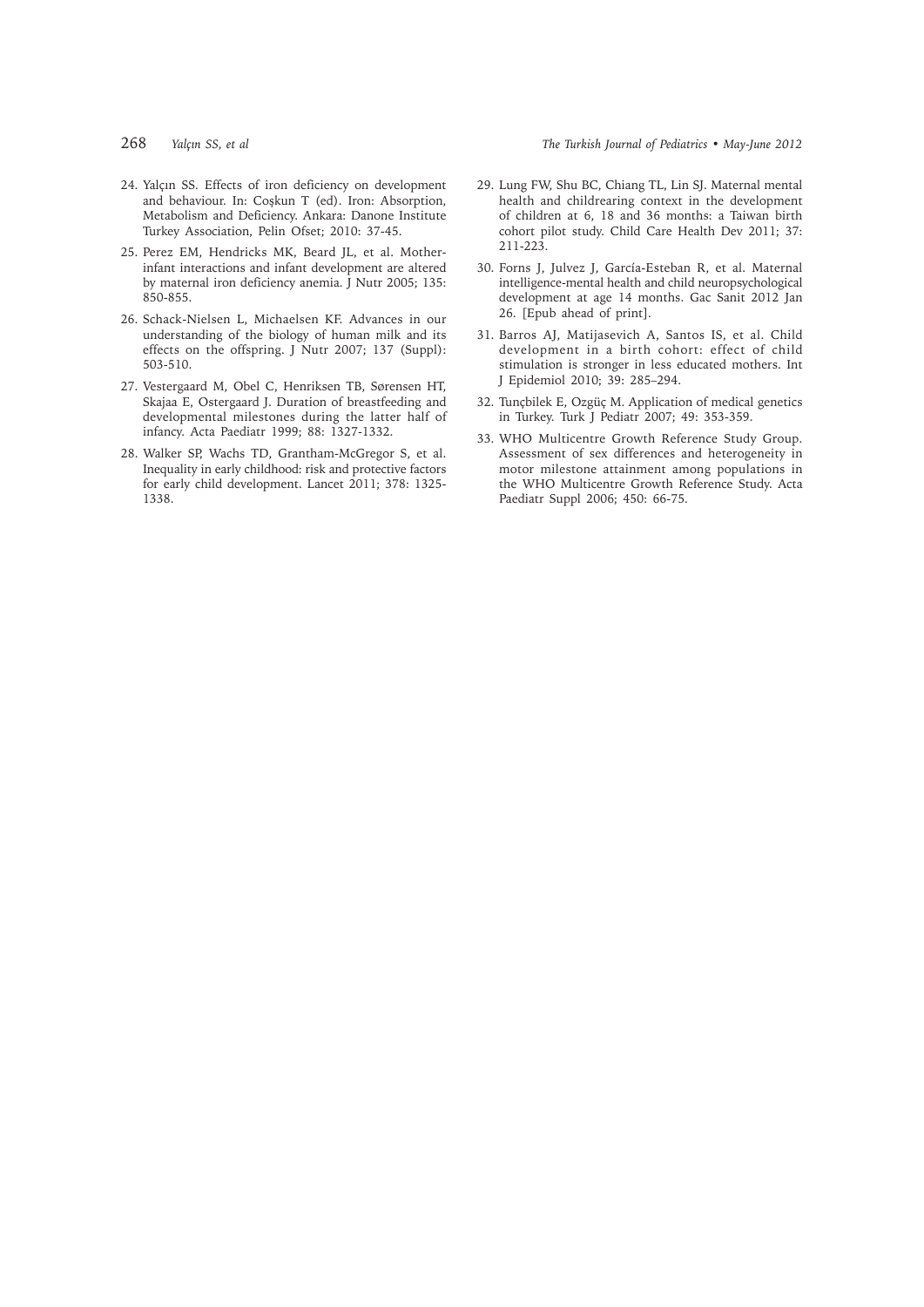24. Yalçın SS. Effects of iron deficiency on development and behaviour. In: Coşkun T (ed). Iron: Absorption, Metabolism and Deficiency. Ankara: Danone Institute Turkey Association, Pelin Ofset; 2010: 37-45.
25. Perez EM, Hendricks MK, Beard JL, et al. Mother-infant interactions and infant development are altered by maternal iron deficiency anemia. J Nutr 2005; 135: 850-855.
26. Schack-Nielsen L, Michaelsen KF. Advances in our understanding of the biology of human milk and its effects on the offspring. J Nutr 2007; 137 (Suppl): 503-510.
27. Vestergaard M, Obel C, Henriksen TB, Sørensen HT, Skajaa E, Ostergaard J. Duration of breastfeeding and developmental milestones during the latter half of infancy. Acta Paediatr 1999; 88: 1327-1332.
28. Walker SP, Wachs TD, Grantham-McGregor S, et al. Inequality in early childhood: risk and protective factors for early child development. Lancet 2011; 378: 1325-1338.
29. Lung FW, Shu BC, Chiang TL, Lin SJ. Maternal mental health and childrearing context in the development of children at 6, 18 and 36 months: a Taiwan birth cohort pilot study. Child Care Health Dev 2011; 37: 211-223.
30. Forns J, Julvez J, García-Esteban R, et al. Maternal intelligence-mental health and child neuropsychological development at age 14 months. Gac Sanit 2012 Jan 26. [Epub ahead of print].
31. Barros AJ, Matijasevich A, Santos IS, et al. Child development in a birth cohort: effect of child stimulation is stronger in less educated mothers. Int J Epidemiol 2010; 39: 285–294.
32. Tunçbilek E, Ozgüç M. Application of medical genetics in Turkey. Turk J Pediatr 2007; 49: 353-359.
33. WHO Multicentre Growth Reference Study Group. Assessment of sex differences and heterogeneity in motor milestone attainment among populations in the WHO Multicentre Growth Reference Study. Acta Paediatr Suppl 2006; 450: 66-75.